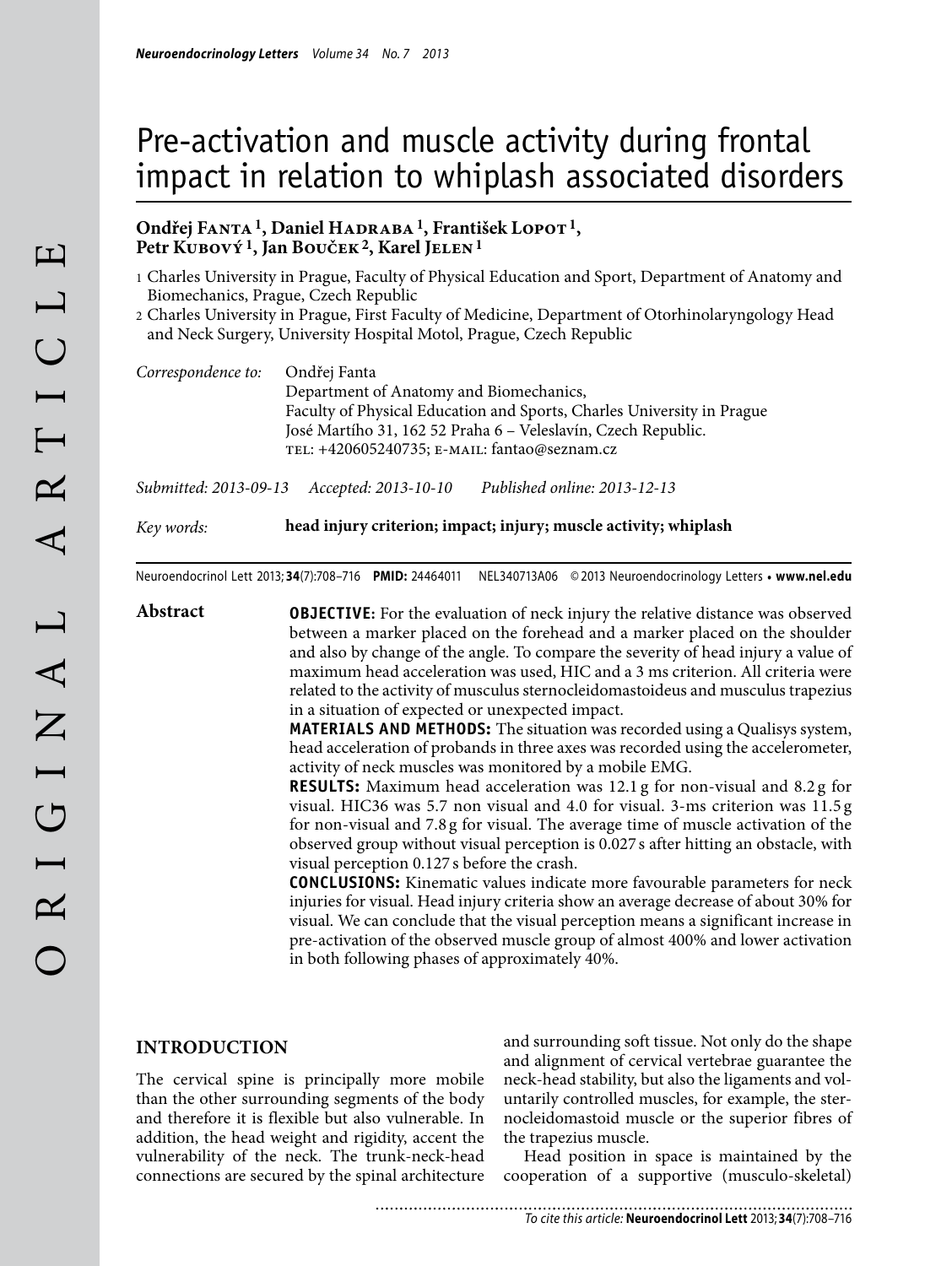# Pre-activation and muscle activity during frontal impact in relation to whiplash associated disorders

**Ondřej Fanta [1], Daniel Hadraba [1], František Lopot [1], Petr Kubový [1], Jan Bouček [2], Karel Jelen [1]**

1 Charles University in Prague, Faculty of Physical Education and Sport, Department of Anatomy and Biomechanics, Prague, Czech Republic

2 Charles University in Prague, First Faculty of Medicine, Department of Otorhinolaryngology Head and Neck Surgery, University Hospital Motol, Prague, Czech Republic

*Correspondence to:* Ondřej Fanta
Department of Anatomy and Biomechanics,
Faculty of Physical Education and Sports, Charles University in Prague
José Martího 31, 162 52 Praha 6 – Veleslavín, Czech Republic.
TEL: +420605240735; E-MAIL: fantao@seznam.cz

*Submitted: 2013-09-13 Accepted: 2013-10-10 Published online: 2013-12-13*

*Key words:* **head injury criterion; impact; injury; muscle activity; whiplash**

Neuroendocrinol Lett 2013; **34**(7):708–716 **PMID:** 24464011 NEL340713A06 © 2013 Neuroendocrinology Letters • **www.nel.edu**

## Abstract

**OBJECTIVE:** For the evaluation of neck injury the relative distance was observed between a marker placed on the forehead and a marker placed on the shoulder and also by change of the angle. To compare the severity of head injury a value of maximum head acceleration was used, HIC and a 3 ms criterion. All criteria were related to the activity of musculus sternocleidomastoideus and musculus trapezius in a situation of expected or unexpected impact.

**MATERIALS AND METHODS:** The situation was recorded using a Qualisys system, head acceleration of probands in three axes was recorded using the accelerometer, activity of neck muscles was monitored by a mobile EMG.

**RESULTS:** Maximum head acceleration was 12.1 g for non-visual and 8.2 g for visual. HIC36 was 5.7 non visual and 4.0 for visual. 3-ms criterion was 11.5 g for non-visual and 7.8 g for visual. The average time of muscle activation of the observed group without visual perception is 0.027 s after hitting an obstacle, with visual perception 0.127 s before the crash.

**CONCLUSIONS:** Kinematic values indicate more favourable parameters for neck injuries for visual. Head injury criteria show an average decrease of about 30% for visual. We can conclude that the visual perception means a significant increase in pre-activation of the observed muscle group of almost 400% and lower activation in both following phases of approximately 40%.

## INTRODUCTION

The cervical spine is principally more mobile than the other surrounding segments of the body and therefore it is flexible but also vulnerable. In addition, the head weight and rigidity, accent the vulnerability of the neck. The trunk-neck-head connections are secured by the spinal architecture and surrounding soft tissue. Not only do the shape and alignment of cervical vertebrae guarantee the neck-head stability, but also the ligaments and voluntarily controlled muscles, for example, the sternocleidomastoid muscle or the superior fibres of the trapezius muscle.

Head position in space is maintained by the cooperation of a supportive (musculo-skeletal)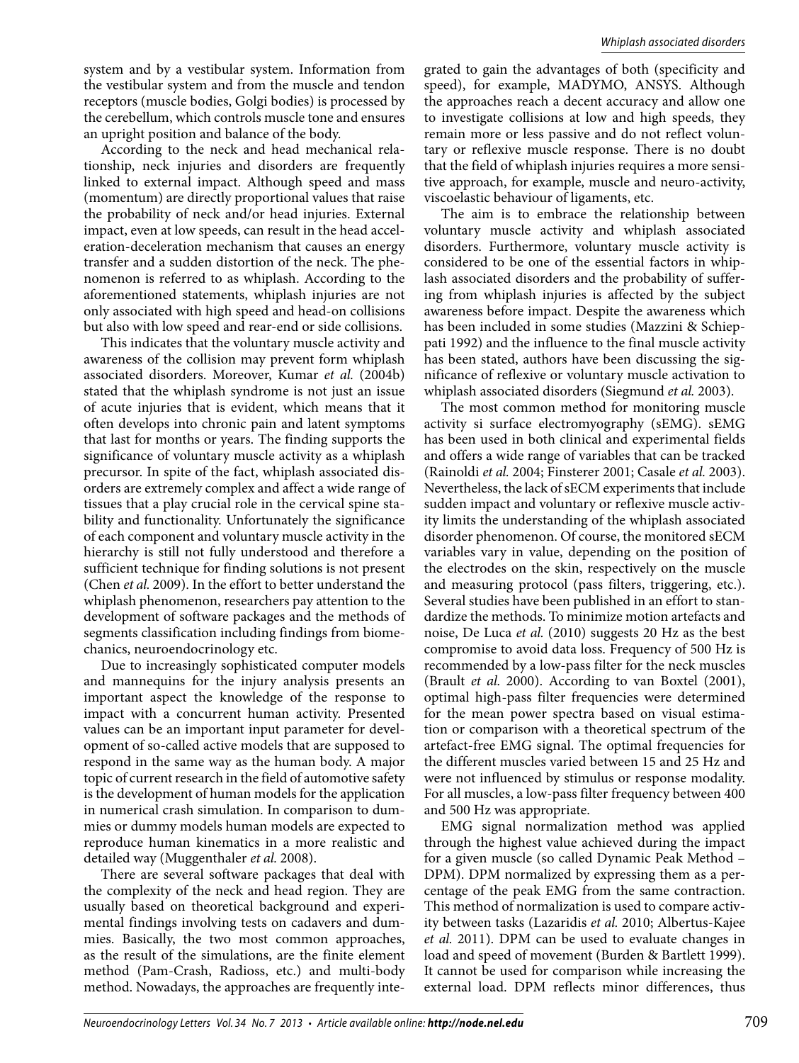system and by a vestibular system. Information from the vestibular system and from the muscle and tendon receptors (muscle bodies, Golgi bodies) is processed by the cerebellum, which controls muscle tone and ensures an upright position and balance of the body.

According to the neck and head mechanical relationship, neck injuries and disorders are frequently linked to external impact. Although speed and mass (momentum) are directly proportional values that raise the probability of neck and/or head injuries. External impact, even at low speeds, can result in the head acceleration-deceleration mechanism that causes an energy transfer and a sudden distortion of the neck. The phenomenon is referred to as whiplash. According to the aforementioned statements, whiplash injuries are not only associated with high speed and head-on collisions but also with low speed and rear-end or side collisions.

This indicates that the voluntary muscle activity and awareness of the collision may prevent form whiplash associated disorders. Moreover, Kumar *et al.* (2004b) stated that the whiplash syndrome is not just an issue of acute injuries that is evident, which means that it often develops into chronic pain and latent symptoms that last for months or years. The finding supports the significance of voluntary muscle activity as a whiplash precursor. In spite of the fact, whiplash associated disorders are extremely complex and affect a wide range of tissues that a play crucial role in the cervical spine stability and functionality. Unfortunately the significance of each component and voluntary muscle activity in the hierarchy is still not fully understood and therefore a sufficient technique for finding solutions is not present (Chen *et al.* 2009). In the effort to better understand the whiplash phenomenon, researchers pay attention to the development of software packages and the methods of segments classification including findings from biomechanics, neuroendocrinology etc.

Due to increasingly sophisticated computer models and mannequins for the injury analysis presents an important aspect the knowledge of the response to impact with a concurrent human activity. Presented values can be an important input parameter for development of so-called active models that are supposed to respond in the same way as the human body. A major topic of current research in the field of automotive safety is the development of human models for the application in numerical crash simulation. In comparison to dummies or dummy models human models are expected to reproduce human kinematics in a more realistic and detailed way (Muggenthaler *et al.* 2008).

There are several software packages that deal with the complexity of the neck and head region. They are usually based on theoretical background and experimental findings involving tests on cadavers and dummies. Basically, the two most common approaches, as the result of the simulations, are the finite element method (Pam-Crash, Radioss, etc.) and multi-body method. Nowadays, the approaches are frequently integrated to gain the advantages of both (specificity and speed), for example, MADYMO, ANSYS. Although the approaches reach a decent accuracy and allow one to investigate collisions at low and high speeds, they remain more or less passive and do not reflect voluntary or reflexive muscle response. There is no doubt that the field of whiplash injuries requires a more sensitive approach, for example, muscle and neuro-activity, viscoelastic behaviour of ligaments, etc.

The aim is to embrace the relationship between voluntary muscle activity and whiplash associated disorders. Furthermore, voluntary muscle activity is considered to be one of the essential factors in whiplash associated disorders and the probability of suffering from whiplash injuries is affected by the subject awareness before impact. Despite the awareness which has been included in some studies (Mazzini & Schieppati 1992) and the influence to the final muscle activity has been stated, authors have been discussing the significance of reflexive or voluntary muscle activation to whiplash associated disorders (Siegmund *et al.* 2003).

The most common method for monitoring muscle activity si surface electromyography (sEMG). sEMG has been used in both clinical and experimental fields and offers a wide range of variables that can be tracked (Rainoldi *et al.* 2004; Finsterer 2001; Casale *et al.* 2003). Nevertheless, the lack of sECM experiments that include sudden impact and voluntary or reflexive muscle activity limits the understanding of the whiplash associated disorder phenomenon. Of course, the monitored sECM variables vary in value, depending on the position of the electrodes on the skin, respectively on the muscle and measuring protocol (pass filters, triggering, etc.). Several studies have been published in an effort to standardize the methods. To minimize motion artefacts and noise, De Luca *et al.* (2010) suggests 20 Hz as the best compromise to avoid data loss. Frequency of 500 Hz is recommended by a low-pass filter for the neck muscles (Brault *et al.* 2000). According to van Boxtel (2001), optimal high-pass filter frequencies were determined for the mean power spectra based on visual estimation or comparison with a theoretical spectrum of the artefact-free EMG signal. The optimal frequencies for the different muscles varied between 15 and 25 Hz and were not influenced by stimulus or response modality. For all muscles, a low-pass filter frequency between 400 and 500 Hz was appropriate.

EMG signal normalization method was applied through the highest value achieved during the impact for a given muscle (so called Dynamic Peak Method – DPM). DPM normalized by expressing them as a percentage of the peak EMG from the same contraction. This method of normalization is used to compare activity between tasks (Lazaridis *et al.* 2010; Albertus-Kajee *et al.* 2011). DPM can be used to evaluate changes in load and speed of movement (Burden & Bartlett 1999). It cannot be used for comparison while increasing the external load. DPM reflects minor differences, thus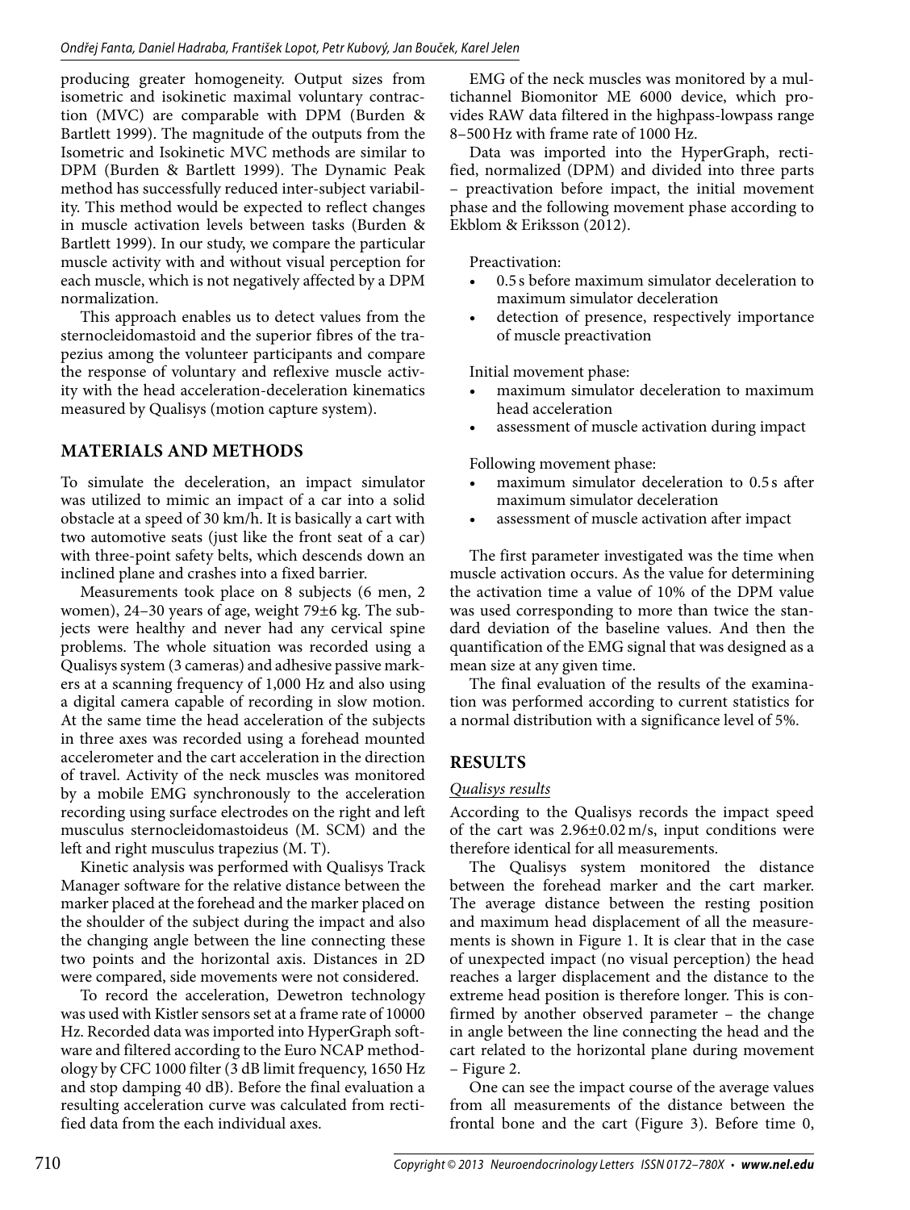producing greater homogeneity. Output sizes from isometric and isokinetic maximal voluntary contraction (MVC) are comparable with DPM (Burden & Bartlett 1999). The magnitude of the outputs from the Isometric and Isokinetic MVC methods are similar to DPM (Burden & Bartlett 1999). The Dynamic Peak method has successfully reduced inter-subject variability. This method would be expected to reflect changes in muscle activation levels between tasks (Burden & Bartlett 1999). In our study, we compare the particular muscle activity with and without visual perception for each muscle, which is not negatively affected by a DPM normalization.

This approach enables us to detect values from the sternocleidomastoid and the superior fibres of the trapezius among the volunteer participants and compare the response of voluntary and reflexive muscle activity with the head acceleration-deceleration kinematics measured by Qualisys (motion capture system).

## MATERIALS AND METHODS

To simulate the deceleration, an impact simulator was utilized to mimic an impact of a car into a solid obstacle at a speed of 30 km/h. It is basically a cart with two automotive seats (just like the front seat of a car) with three-point safety belts, which descends down an inclined plane and crashes into a fixed barrier.

Measurements took place on 8 subjects (6 men, 2 women), 24–30 years of age, weight 79±6 kg. The subjects were healthy and never had any cervical spine problems. The whole situation was recorded using a Qualisys system (3 cameras) and adhesive passive markers at a scanning frequency of 1,000 Hz and also using a digital camera capable of recording in slow motion. At the same time the head acceleration of the subjects in three axes was recorded using a forehead mounted accelerometer and the cart acceleration in the direction of travel. Activity of the neck muscles was monitored by a mobile EMG synchronously to the acceleration recording using surface electrodes on the right and left musculus sternocleidomastoideus (M. SCM) and the left and right musculus trapezius (M. T).

Kinetic analysis was performed with Qualisys Track Manager software for the relative distance between the marker placed at the forehead and the marker placed on the shoulder of the subject during the impact and also the changing angle between the line connecting these two points and the horizontal axis. Distances in 2D were compared, side movements were not considered.

To record the acceleration, Dewetron technology was used with Kistler sensors set at a frame rate of 10000 Hz. Recorded data was imported into HyperGraph software and filtered according to the Euro NCAP methodology by CFC 1000 filter (3 dB limit frequency, 1650 Hz and stop damping 40 dB). Before the final evaluation a resulting acceleration curve was calculated from rectified data from the each individual axes.

EMG of the neck muscles was monitored by a multichannel Biomonitor ME 6000 device, which provides RAW data filtered in the highpass-lowpass range 8–500 Hz with frame rate of 1000 Hz.

Data was imported into the HyperGraph, rectified, normalized (DPM) and divided into three parts – preactivation before impact, the initial movement phase and the following movement phase according to Ekblom & Eriksson (2012).

Preactivation:

- 0.5 s before maximum simulator deceleration to maximum simulator deceleration
- detection of presence, respectively importance of muscle preactivation

Initial movement phase:

- maximum simulator deceleration to maximum head acceleration
- assessment of muscle activation during impact

Following movement phase:

- maximum simulator deceleration to 0.5 s after maximum simulator deceleration
- assessment of muscle activation after impact

The first parameter investigated was the time when muscle activation occurs. As the value for determining the activation time a value of 10% of the DPM value was used corresponding to more than twice the standard deviation of the baseline values. And then the quantification of the EMG signal that was designed as a mean size at any given time.

The final evaluation of the results of the examination was performed according to current statistics for a normal distribution with a significance level of 5%.

## RESULTS

### *Qualisys results*

According to the Qualisys records the impact speed of the cart was 2.96±0.02 m/s, input conditions were therefore identical for all measurements.

The Qualisys system monitored the distance between the forehead marker and the cart marker. The average distance between the resting position and maximum head displacement of all the measurements is shown in Figure 1. It is clear that in the case of unexpected impact (no visual perception) the head reaches a larger displacement and the distance to the extreme head position is therefore longer. This is confirmed by another observed parameter – the change in angle between the line connecting the head and the cart related to the horizontal plane during movement – Figure 2.

One can see the impact course of the average values from all measurements of the distance between the frontal bone and the cart (Figure 3). Before time 0,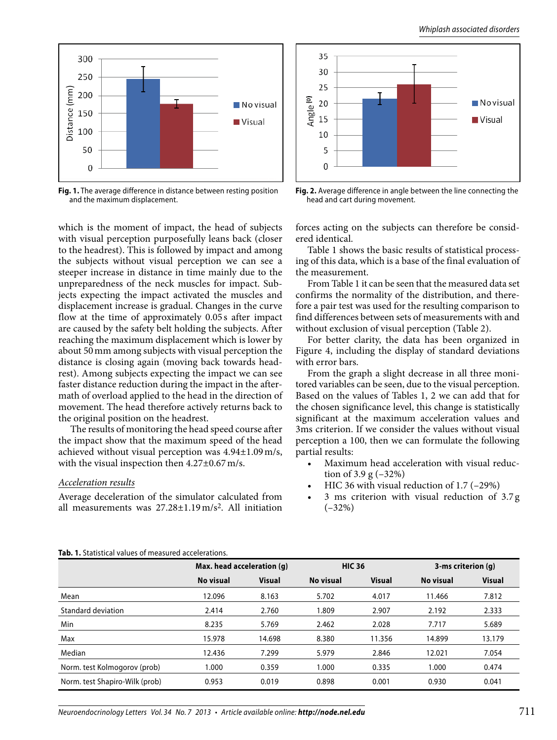Fig. 1. The average difference in distance between resting position and the maximum displacement.

Fig. 2. Average difference in angle between the line connecting the head and cart during movement.

which is the moment of impact, the head of subjects with visual perception purposefully leans back (closer to the headrest). This is followed by impact and among the subjects without visual perception we can see a steeper increase in distance in time mainly due to the unpreparedness of the neck muscles for impact. Subjects expecting the impact activated the muscles and displacement increase is gradual. Changes in the curve flow at the time of approximately 0.05 s after impact are caused by the safety belt holding the subjects. After reaching the maximum displacement which is lower by about 50 mm among subjects with visual perception the distance is closing again (moving back towards headrest). Among subjects expecting the impact we can see faster distance reduction during the impact in the aftermath of overload applied to the head in the direction of movement. The head therefore actively returns back to the original position on the headrest.

The results of monitoring the head speed course after the impact show that the maximum speed of the head achieved without visual perception was 4.94±1.09 m/s, with the visual inspection then 4.27±0.67 m/s.

*Acceleration results*

Average deceleration of the simulator calculated from all measurements was 27.28±1.19 $m/s^2$. All initiation forces acting on the subjects can therefore be considered identical.

Table 1 shows the basic results of statistical processing of this data, which is a base of the final evaluation of the measurement.

From Table 1 it can be seen that the measured data set confirms the normality of the distribution, and therefore a pair test was used for the resulting comparison to find differences between sets of measurements with and without exclusion of visual perception (Table 2).

For better clarity, the data has been organized in Figure 4, including the display of standard deviations with error bars.

From the graph a slight decrease in all three monitored variables can be seen, due to the visual perception. Based on the values of Tables 1, 2 we can add that for the chosen significance level, this change is statistically significant at the maximum acceleration values and 3ms criterion. If we consider the values without visual perception a 100, then we can formulate the following partial results:

- Maximum head acceleration with visual reduction of 3.9 g (–32%)
- HIC 36 with visual reduction of 1.7 (–29%)
- 3 ms criterion with visual reduction of 3.7 g (–32%)

**Tab. 1.** Statistical values of measured accelerations.

| | Max. head acceleration (g) | | HIC 36 | | 3-ms criterion (g) | |
|---|---|---|---|---|---|---|
| | No visual | Visual | No visual | Visual | No visual | Visual |
| Mean | 12.096 | 8.163 | 5.702 | 4.017 | 11.466 | 7.812 |
| Standard deviation | 2.414 | 2.760 | 1.809 | 2.907 | 2.192 | 2.333 |
| Min | 8.235 | 5.769 | 2.462 | 2.028 | 7.717 | 5.689 |
| Max | 15.978 | 14.698 | 8.380 | 11.356 | 14.899 | 13.179 |
| Median | 12.436 | 7.299 | 5.979 | 2.846 | 12.021 | 7.054 |
| Norm. test Kolmogorov (prob) | 1.000 | 0.359 | 1.000 | 0.335 | 1.000 | 0.474 |
| Norm. test Shapiro-Wilk (prob) | 0.953 | 0.019 | 0.898 | 0.001 | 0.930 | 0.041 |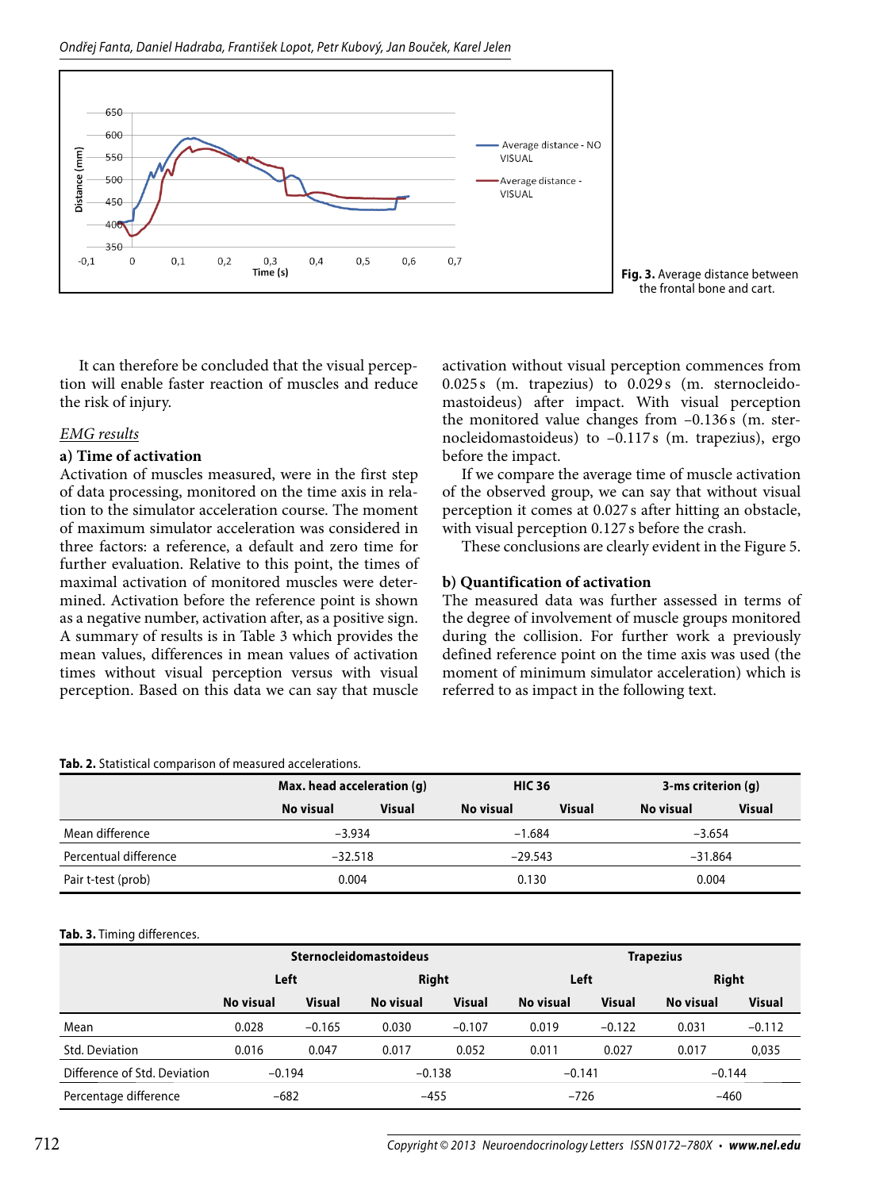Fig. 3. Average distance between the frontal bone and cart.

It can therefore be concluded that the visual perception will enable faster reaction of muscles and reduce the risk of injury.

*EMG results*

**a) Time of activation**

Activation of muscles measured, were in the first step of data processing, monitored on the time axis in relation to the simulator acceleration course. The moment of maximum simulator acceleration was considered in three factors: a reference, a default and zero time for further evaluation. Relative to this point, the times of maximal activation of monitored muscles were determined. Activation before the reference point is shown as a negative number, activation after, as a positive sign. A summary of results is in Table 3 which provides the mean values, differences in mean values of activation times without visual perception versus with visual perception. Based on this data we can say that muscle activation without visual perception commences from 0.025 s (m. trapezius) to 0.029 s (m. sternocleidomastoideus) after impact. With visual perception the monitored value changes from −0.136 s (m. sternocleidomastoideus) to −0.117 s (m. trapezius), ergo before the impact.

If we compare the average time of muscle activation of the observed group, we can say that without visual perception it comes at 0.027 s after hitting an obstacle, with visual perception 0.127 s before the crash.

These conclusions are clearly evident in the Figure 5.

**b) Quantification of activation**

The measured data was further assessed in terms of the degree of involvement of muscle groups monitored during the collision. For further work a previously defined reference point on the time axis was used (the moment of minimum simulator acceleration) which is referred to as impact in the following text.

**Tab. 2.** Statistical comparison of measured accelerations.

| | Max. head acceleration (g) | | HIC 36 | | 3-ms criterion (g) | |
|---|---|---|---|---|---|---|
| | No visual | Visual | No visual | Visual | No visual | Visual |
| Mean difference | −3.934 | | −1.684 | | −3.654 | |
| Percentual difference | −32.518 | | −29.543 | | −31.864 | |
| Pair t-test (prob) | 0.004 | | 0.130 | | 0.004 | |

**Tab. 3.** Timing differences.

| | Sternocleidomastoideus | | | | Trapezius | | | |
|---|---|---|---|---|---|---|---|---|
| | Left | | Right | | Left | | Right | |
| | No visual | Visual | No visual | Visual | No visual | Visual | No visual | Visual |
| Mean | 0.028 | −0.165 | 0.030 | −0.107 | 0.019 | −0.122 | 0.031 | −0.112 |
| Std. Deviation | 0.016 | 0.047 | 0.017 | 0.052 | 0.011 | 0.027 | 0.017 | 0,035 |
| Difference of Std. Deviation | −0.194 | | −0.138 | | −0.141 | | −0.144 | |
| Percentage difference | −682 | | −455 | | −726 | | −460 | |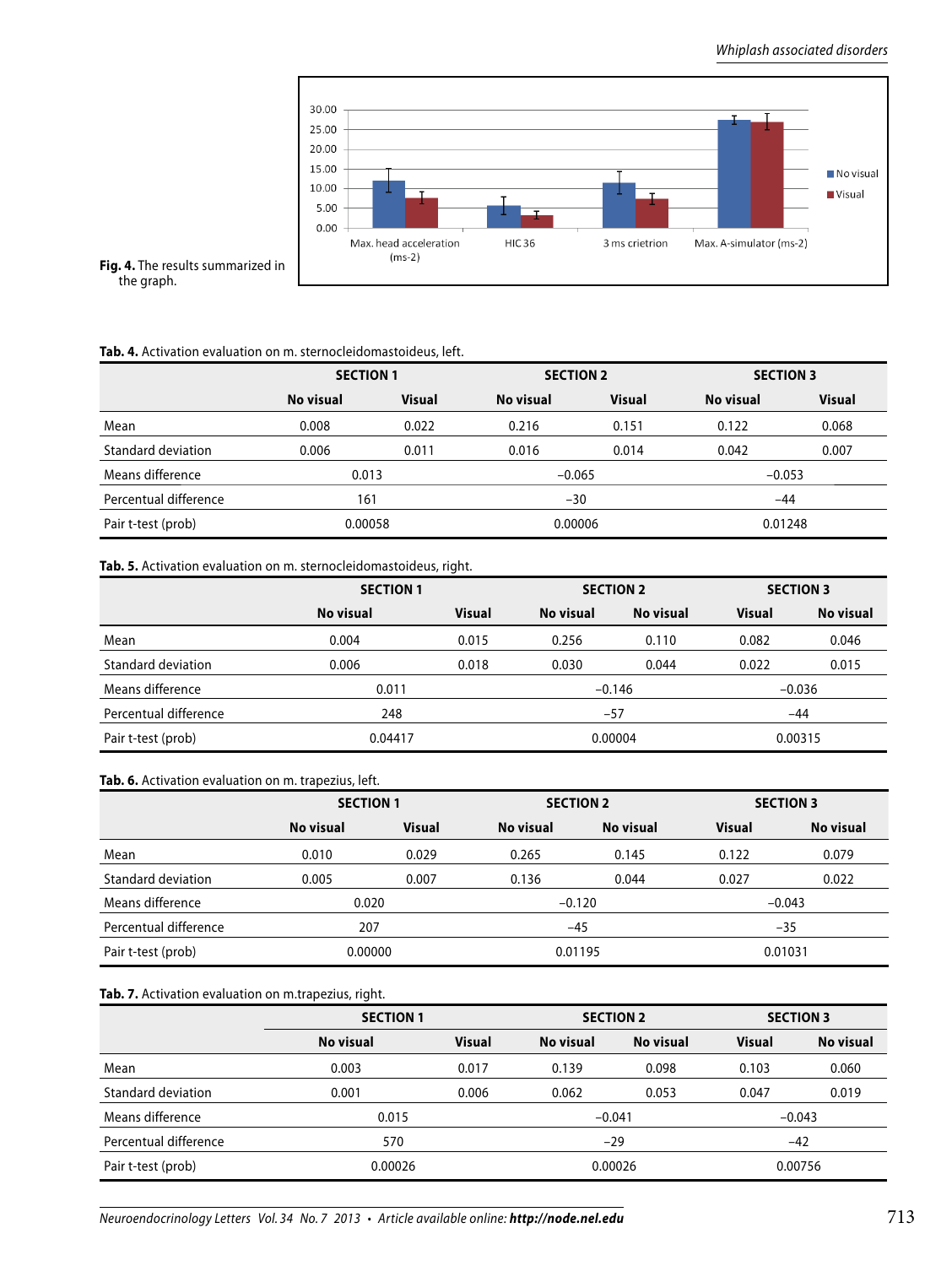**Fig. 4.** The results summarized in the graph.

**Tab. 4.** Activation evaluation on m. sternocleidomastoideus, left.

| | SECTION 1 | | SECTION 2 | | SECTION 3 | |
|---|---|---|---|---|---|---|
| | No visual | Visual | No visual | Visual | No visual | Visual |
| Mean | 0.008 | 0.022 | 0.216 | 0.151 | 0.122 | 0.068 |
| Standard deviation | 0.006 | 0.011 | 0.016 | 0.014 | 0.042 | 0.007 |
| Means difference | 0.013 | | −0.065 | | −0.053 | |
| Percentual difference | 161 | | −30 | | −44 | |
| Pair t-test (prob) | 0.00058 | | 0.00006 | | 0.01248 | |

**Tab. 5.** Activation evaluation on m. sternocleidomastoideus, right.

| | SECTION 1 | | SECTION 2 | | SECTION 3 | |
|---|---|---|---|---|---|---|
| | No visual | Visual | No visual | No visual | Visual | No visual |
| Mean | 0.004 | 0.015 | 0.256 | 0.110 | 0.082 | 0.046 |
| Standard deviation | 0.006 | 0.018 | 0.030 | 0.044 | 0.022 | 0.015 |
| Means difference | 0.011 | | −0.146 | | −0.036 | |
| Percentual difference | 248 | | −57 | | −44 | |
| Pair t-test (prob) | 0.04417 | | 0.00004 | | 0.00315 | |

**Tab. 6.** Activation evaluation on m. trapezius, left.

| | SECTION 1 | | SECTION 2 | | SECTION 3 | |
|---|---|---|---|---|---|---|
| | No visual | Visual | No visual | No visual | Visual | No visual |
| Mean | 0.010 | 0.029 | 0.265 | 0.145 | 0.122 | 0.079 |
| Standard deviation | 0.005 | 0.007 | 0.136 | 0.044 | 0.027 | 0.022 |
| Means difference | 0.020 | | −0.120 | | −0.043 | |
| Percentual difference | 207 | | −45 | | −35 | |
| Pair t-test (prob) | 0.00000 | | 0.01195 | | 0.01031 | |

**Tab. 7.** Activation evaluation on m.trapezius, right.

| | SECTION 1 | | SECTION 2 | | SECTION 3 | |
|---|---|---|---|---|---|---|
| | No visual | Visual | No visual | No visual | Visual | No visual |
| Mean | 0.003 | 0.017 | 0.139 | 0.098 | 0.103 | 0.060 |
| Standard deviation | 0.001 | 0.006 | 0.062 | 0.053 | 0.047 | 0.019 |
| Means difference | 0.015 | | −0.041 | | −0.043 | |
| Percentual difference | 570 | | −29 | | −42 | |
| Pair t-test (prob) | 0.00026 | | 0.00026 | | 0.00756 | |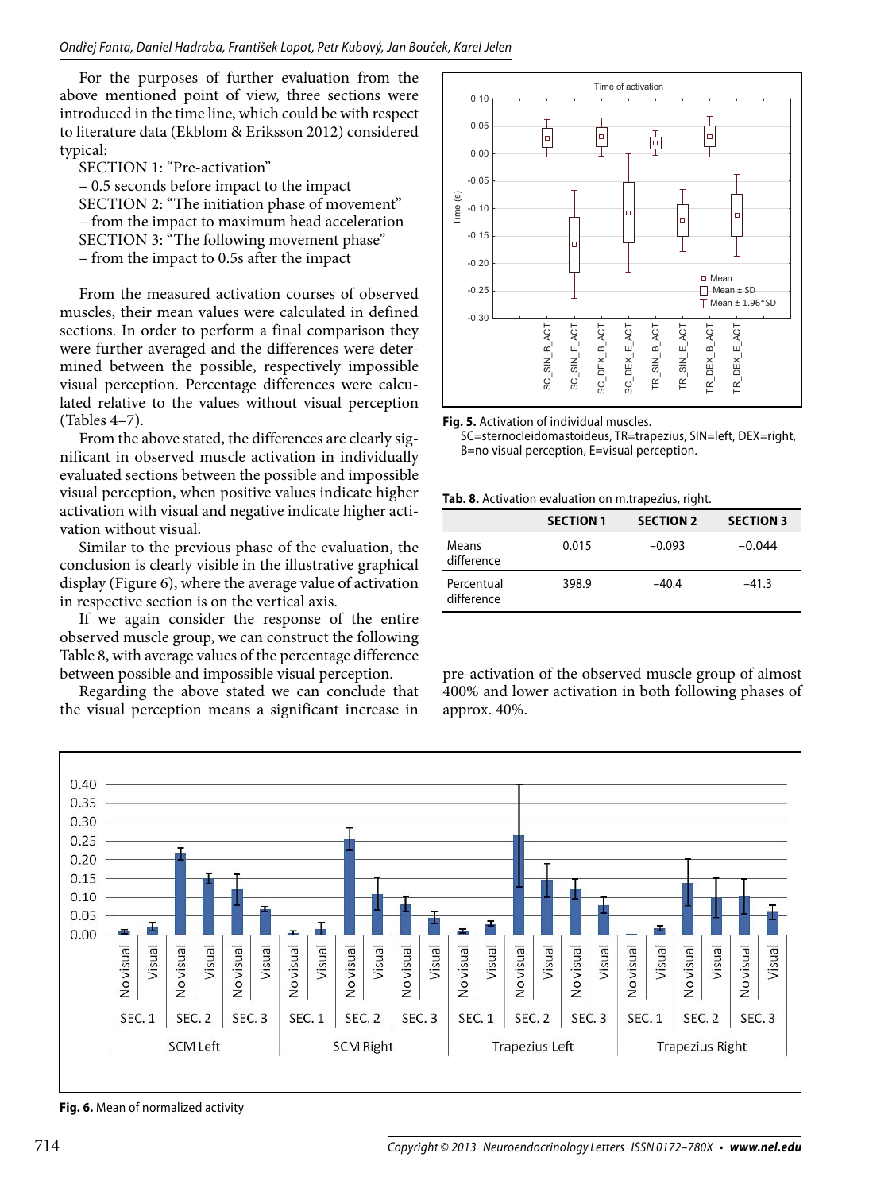For the purposes of further evaluation from the above mentioned point of view, three sections were introduced in the time line, which could be with respect to literature data (Ekblom & Eriksson 2012) considered typical:

SECTION 1: "Pre-activation"
– 0.5 seconds before impact to the impact
SECTION 2: "The initiation phase of movement"
– from the impact to maximum head acceleration
SECTION 3: "The following movement phase"
– from the impact to 0.5s after the impact

From the measured activation courses of observed muscles, their mean values were calculated in defined sections. In order to perform a final comparison they were further averaged and the differences were determined between the possible, respectively impossible visual perception. Percentage differences were calculated relative to the values without visual perception (Tables 4–7).

From the above stated, the differences are clearly significant in observed muscle activation in individually evaluated sections between the possible and impossible visual perception, when positive values indicate higher activation with visual and negative indicate higher activation without visual.

Similar to the previous phase of the evaluation, the conclusion is clearly visible in the illustrative graphical display (Figure 6), where the average value of activation in respective section is on the vertical axis.

If we again consider the response of the entire observed muscle group, we can construct the following Table 8, with average values of the percentage difference between possible and impossible visual perception.

Regarding the above stated we can conclude that the visual perception means a significant increase in pre-activation of the observed muscle group of almost 400% and lower activation in both following phases of approx. 40%.

**Fig. 5.** Activation of individual muscles.
SC=sternocleidomastoideus, TR=trapezius, SIN=left, DEX=right, B=no visual perception, E=visual perception.

**Tab. 8.** Activation evaluation on m.trapezius, right.

| | SECTION 1 | SECTION 2 | SECTION 3 |
|---|---|---|---|
| Means difference | 0.015 | −0.093 | −0.044 |
| Percentual difference | 398.9 | −40.4 | −41.3 |

**Fig. 6.** Mean of normalized activity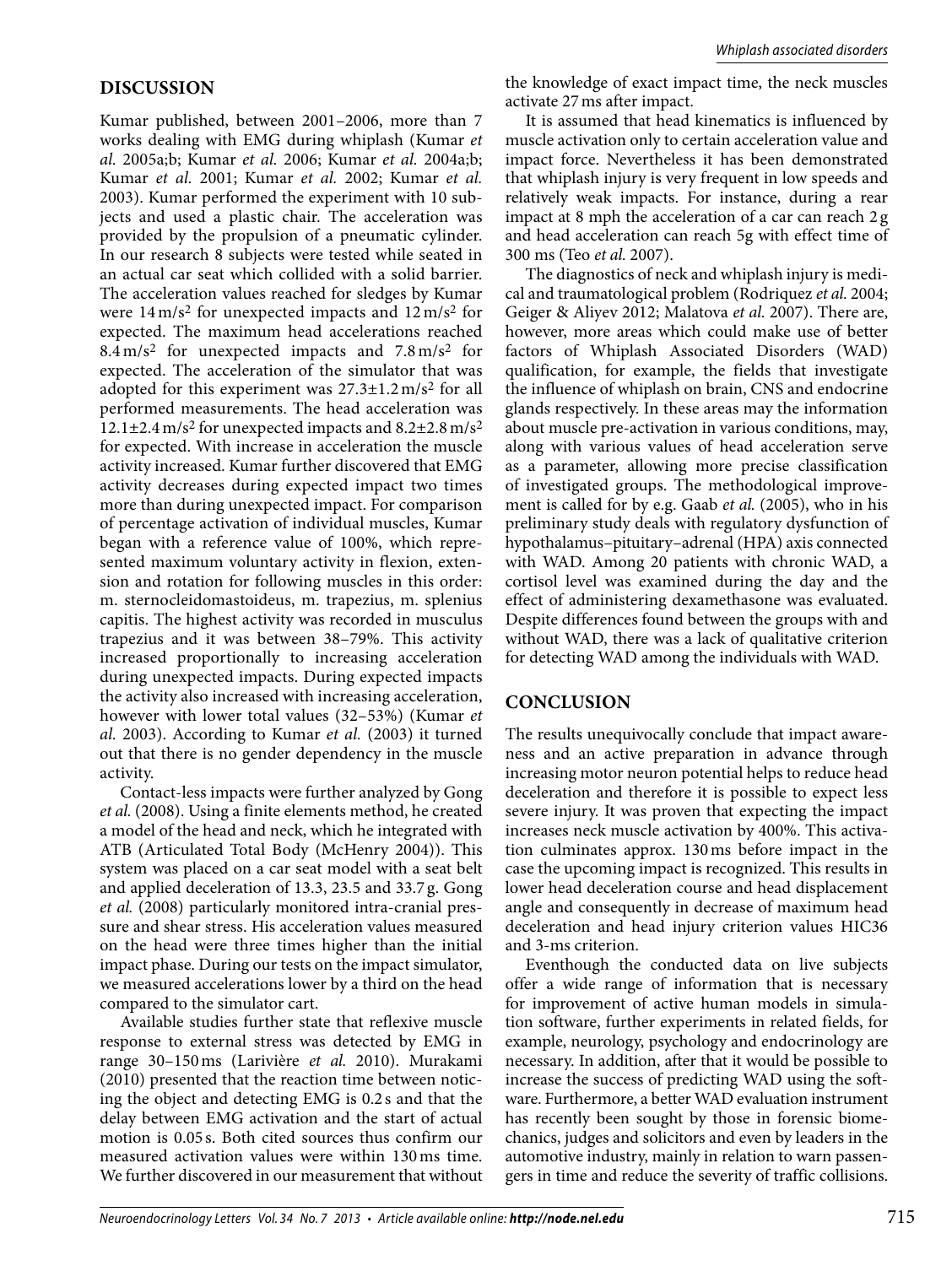## DISCUSSION

Kumar published, between 2001–2006, more than 7 works dealing with EMG during whiplash (Kumar *et al.* 2005a;b; Kumar *et al.* 2006; Kumar *et al.* 2004a;b; Kumar *et al.* 2001; Kumar *et al.* 2002; Kumar *et al.* 2003). Kumar performed the experiment with 10 subjects and used a plastic chair. The acceleration was provided by the propulsion of a pneumatic cylinder. In our research 8 subjects were tested while seated in an actual car seat which collided with a solid barrier. The acceleration values reached for sledges by Kumar were 14 $m/s^2$ for unexpected impacts and 12 $m/s^2$ for expected. The maximum head accelerations reached 8.4 $m/s^2$ for unexpected impacts and 7.8 $m/s^2$ for expected. The acceleration of the simulator that was adopted for this experiment was 27.3±1.2 $m/s^2$ for all performed measurements. The head acceleration was 12.1±2.4 $m/s^2$ for unexpected impacts and 8.2±2.8 $m/s^2$ for expected. With increase in acceleration the muscle activity increased. Kumar further discovered that EMG activity decreases during expected impact two times more than during unexpected impact. For comparison of percentage activation of individual muscles, Kumar began with a reference value of 100%, which represented maximum voluntary activity in flexion, extension and rotation for following muscles in this order: m. sternocleidomastoideus, m. trapezius, m. splenius capitis. The highest activity was recorded in musculus trapezius and it was between 38–79%. This activity increased proportionally to increasing acceleration during unexpected impacts. During expected impacts the activity also increased with increasing acceleration, however with lower total values (32–53%) (Kumar *et al.* 2003). According to Kumar *et al.* (2003) it turned out that there is no gender dependency in the muscle activity.

Contact-less impacts were further analyzed by Gong *et al.* (2008). Using a finite elements method, he created a model of the head and neck, which he integrated with ATB (Articulated Total Body (McHenry 2004)). This system was placed on a car seat model with a seat belt and applied deceleration of 13.3, 23.5 and 33.7 g. Gong *et al.* (2008) particularly monitored intra-cranial pressure and shear stress. His acceleration values measured on the head were three times higher than the initial impact phase. During our tests on the impact simulator, we measured accelerations lower by a third on the head compared to the simulator cart.

Available studies further state that reflexive muscle response to external stress was detected by EMG in range 30–150 ms (Larivière *et al.* 2010). Murakami (2010) presented that the reaction time between noticing the object and detecting EMG is 0.2 s and that the delay between EMG activation and the start of actual motion is 0.05 s. Both cited sources thus confirm our measured activation values were within 130 ms time. We further discovered in our measurement that without the knowledge of exact impact time, the neck muscles activate 27 ms after impact.

It is assumed that head kinematics is influenced by muscle activation only to certain acceleration value and impact force. Nevertheless it has been demonstrated that whiplash injury is very frequent in low speeds and relatively weak impacts. For instance, during a rear impact at 8 mph the acceleration of a car can reach 2 g and head acceleration can reach 5g with effect time of 300 ms (Teo *et al.* 2007).

The diagnostics of neck and whiplash injury is medical and traumatological problem (Rodriquez *et al.* 2004; Geiger & Aliyev 2012; Malatova *et al.* 2007). There are, however, more areas which could make use of better factors of Whiplash Associated Disorders (WAD) qualification, for example, the fields that investigate the influence of whiplash on brain, CNS and endocrine glands respectively. In these areas may the information about muscle pre-activation in various conditions, may, along with various values of head acceleration serve as a parameter, allowing more precise classification of investigated groups. The methodological improvement is called for by e.g. Gaab *et al.* (2005), who in his preliminary study deals with regulatory dysfunction of hypothalamus–pituitary–adrenal (HPA) axis connected with WAD. Among 20 patients with chronic WAD, a cortisol level was examined during the day and the effect of administering dexamethasone was evaluated. Despite differences found between the groups with and without WAD, there was a lack of qualitative criterion for detecting WAD among the individuals with WAD.

## CONCLUSION

The results unequivocally conclude that impact awareness and an active preparation in advance through increasing motor neuron potential helps to reduce head deceleration and therefore it is possible to expect less severe injury. It was proven that expecting the impact increases neck muscle activation by 400%. This activation culminates approx. 130 ms before impact in the case the upcoming impact is recognized. This results in lower head deceleration course and head displacement angle and consequently in decrease of maximum head deceleration and head injury criterion values HIC36 and 3-ms criterion.

Eventhough the conducted data on live subjects offer a wide range of information that is necessary for improvement of active human models in simulation software, further experiments in related fields, for example, neurology, psychology and endocrinology are necessary. In addition, after that it would be possible to increase the success of predicting WAD using the software. Furthermore, a better WAD evaluation instrument has recently been sought by those in forensic biomechanics, judges and solicitors and even by leaders in the automotive industry, mainly in relation to warn passengers in time and reduce the severity of traffic collisions.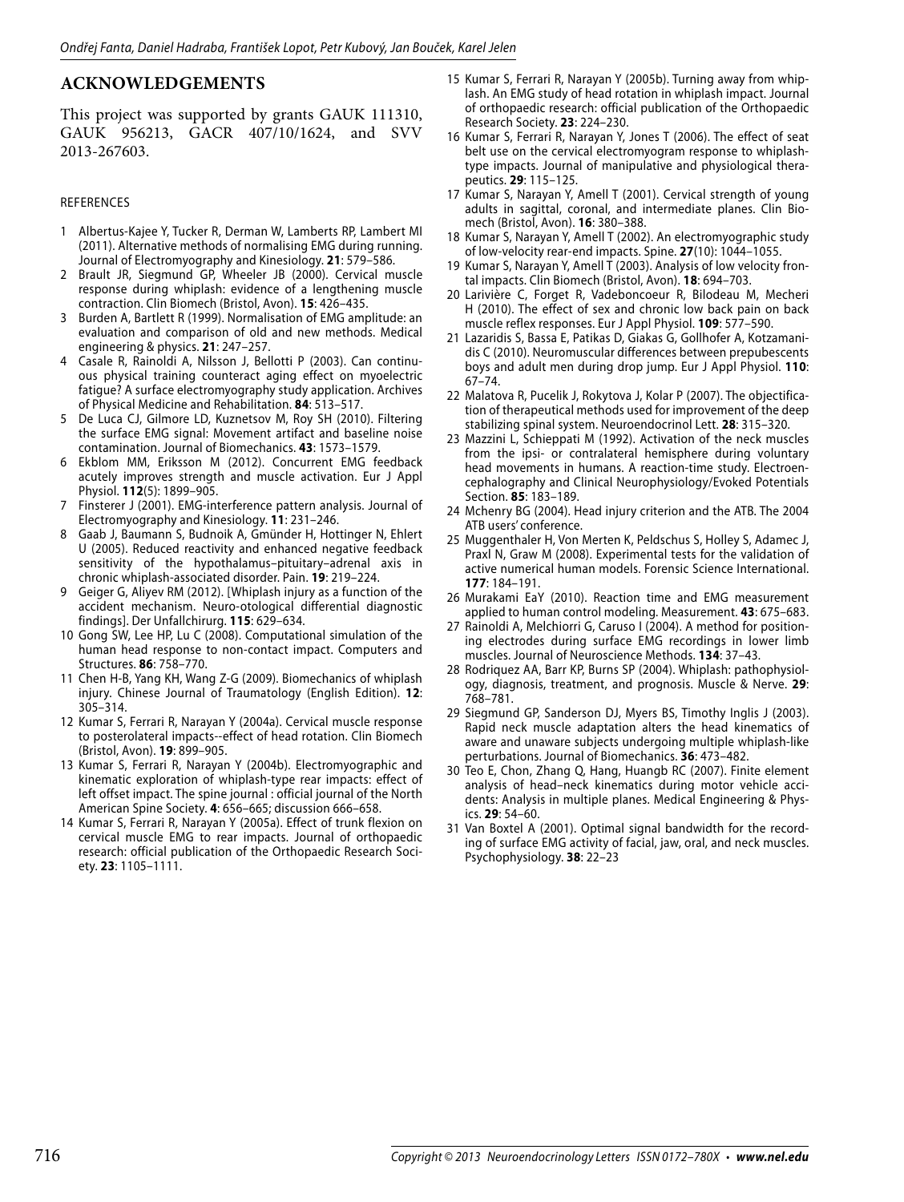## ACKNOWLEDGEMENTS

This project was supported by grants GAUK 111310, GAUK 956213, GACR 407/10/1624, and SVV 2013-267603.

REFERENCES

1. Albertus-Kajee Y, Tucker R, Derman W, Lamberts RP, Lambert MI (2011). Alternative methods of normalising EMG during running. Journal of Electromyography and Kinesiology. **21**: 579–586.
2. Brault JR, Siegmund GP, Wheeler JB (2000). Cervical muscle response during whiplash: evidence of a lengthening muscle contraction. Clin Biomech (Bristol, Avon). **15**: 426–435.
3. Burden A, Bartlett R (1999). Normalisation of EMG amplitude: an evaluation and comparison of old and new methods. Medical engineering & physics. **21**: 247–257.
4. Casale R, Rainoldi A, Nilsson J, Bellotti P (2003). Can continuous physical training counteract aging effect on myoelectric fatigue? A surface electromyography study application. Archives of Physical Medicine and Rehabilitation. **84**: 513–517.
5. De Luca CJ, Gilmore LD, Kuznetsov M, Roy SH (2010). Filtering the surface EMG signal: Movement artifact and baseline noise contamination. Journal of Biomechanics. **43**: 1573–1579.
6. Ekblom MM, Eriksson M (2012). Concurrent EMG feedback acutely improves strength and muscle activation. Eur J Appl Physiol. **112**(5): 1899–905.
7. Finsterer J (2001). EMG-interference pattern analysis. Journal of Electromyography and Kinesiology. **11**: 231–246.
8. Gaab J, Baumann S, Budnoik A, Gmünder H, Hottinger N, Ehlert U (2005). Reduced reactivity and enhanced negative feedback sensitivity of the hypothalamus–pituitary–adrenal axis in chronic whiplash-associated disorder. Pain. **19**: 219–224.
9. Geiger G, Aliyev RM (2012). [Whiplash injury as a function of the accident mechanism. Neuro-otological differential diagnostic findings]. Der Unfallchirurg. **115**: 629–634.
10. Gong SW, Lee HP, Lu C (2008). Computational simulation of the human head response to non-contact impact. Computers and Structures. **86**: 758–770.
11. Chen H-B, Yang KH, Wang Z-G (2009). Biomechanics of whiplash injury. Chinese Journal of Traumatology (English Edition). **12**: 305–314.
12. Kumar S, Ferrari R, Narayan Y (2004a). Cervical muscle response to posterolateral impacts--effect of head rotation. Clin Biomech (Bristol, Avon). **19**: 899–905.
13. Kumar S, Ferrari R, Narayan Y (2004b). Electromyographic and kinematic exploration of whiplash-type rear impacts: effect of left offset impact. The spine journal : official journal of the North American Spine Society. **4**: 656–665; discussion 666–658.
14. Kumar S, Ferrari R, Narayan Y (2005a). Effect of trunk flexion on cervical muscle EMG to rear impacts. Journal of orthopaedic research: official publication of the Orthopaedic Research Society. **23**: 1105–1111.
15. Kumar S, Ferrari R, Narayan Y (2005b). Turning away from whiplash. An EMG study of head rotation in whiplash impact. Journal of orthopaedic research: official publication of the Orthopaedic Research Society. **23**: 224–230.
16. Kumar S, Ferrari R, Narayan Y, Jones T (2006). The effect of seat belt use on the cervical electromyogram response to whiplash-type impacts. Journal of manipulative and physiological therapeutics. **29**: 115–125.
17. Kumar S, Narayan Y, Amell T (2001). Cervical strength of young adults in sagittal, coronal, and intermediate planes. Clin Biomech (Bristol, Avon). **16**: 380–388.
18. Kumar S, Narayan Y, Amell T (2002). An electromyographic study of low-velocity rear-end impacts. Spine. **27**(10): 1044–1055.
19. Kumar S, Narayan Y, Amell T (2003). Analysis of low velocity frontal impacts. Clin Biomech (Bristol, Avon). **18**: 694–703.
20. Larivière C, Forget R, Vadeboncoeur R, Bilodeau M, Mecheri H (2010). The effect of sex and chronic low back pain on back muscle reflex responses. Eur J Appl Physiol. **109**: 577–590.
21. Lazaridis S, Bassa E, Patikas D, Giakas G, Gollhofer A, Kotzamanidis C (2010). Neuromuscular differences between prepubescents boys and adult men during drop jump. Eur J Appl Physiol. **110**: 67–74.
22. Malatova R, Pucelik J, Rokytova J, Kolar P (2007). The objectification of therapeutical methods used for improvement of the deep stabilizing spinal system. Neuroendocrinol Lett. **28**: 315–320.
23. Mazzini L, Schieppati M (1992). Activation of the neck muscles from the ipsi- or contralateral hemisphere during voluntary head movements in humans. A reaction-time study. Electroencephalography and Clinical Neurophysiology/Evoked Potentials Section. **85**: 183–189.
24. Mchenry BG (2004). Head injury criterion and the ATB. The 2004 ATB users' conference.
25. Muggenthaler H, Von Merten K, Peldschus S, Holley S, Adamec J, Praxl N, Graw M (2008). Experimental tests for the validation of active numerical human models. Forensic Science International. **177**: 184–191.
26. Murakami EaY (2010). Reaction time and EMG measurement applied to human control modeling. Measurement. **43**: 675–683.
27. Rainoldi A, Melchiorri G, Caruso I (2004). A method for positioning electrodes during surface EMG recordings in lower limb muscles. Journal of Neuroscience Methods. **134**: 37–43.
28. Rodriquez AA, Barr KP, Burns SP (2004). Whiplash: pathophysiology, diagnosis, treatment, and prognosis. Muscle & Nerve. **29**: 768–781.
29. Siegmund GP, Sanderson DJ, Myers BS, Timothy Inglis J (2003). Rapid neck muscle adaptation alters the head kinematics of aware and unaware subjects undergoing multiple whiplash-like perturbations. Journal of Biomechanics. **36**: 473–482.
30. Teo E, Chon, Zhang Q, Hang, Huangb RC (2007). Finite element analysis of head–neck kinematics during motor vehicle accidents: Analysis in multiple planes. Medical Engineering & Physics. **29**: 54–60.
31. Van Boxtel A (2001). Optimal signal bandwidth for the recording of surface EMG activity of facial, jaw, oral, and neck muscles. Psychophysiology. **38**: 22–23